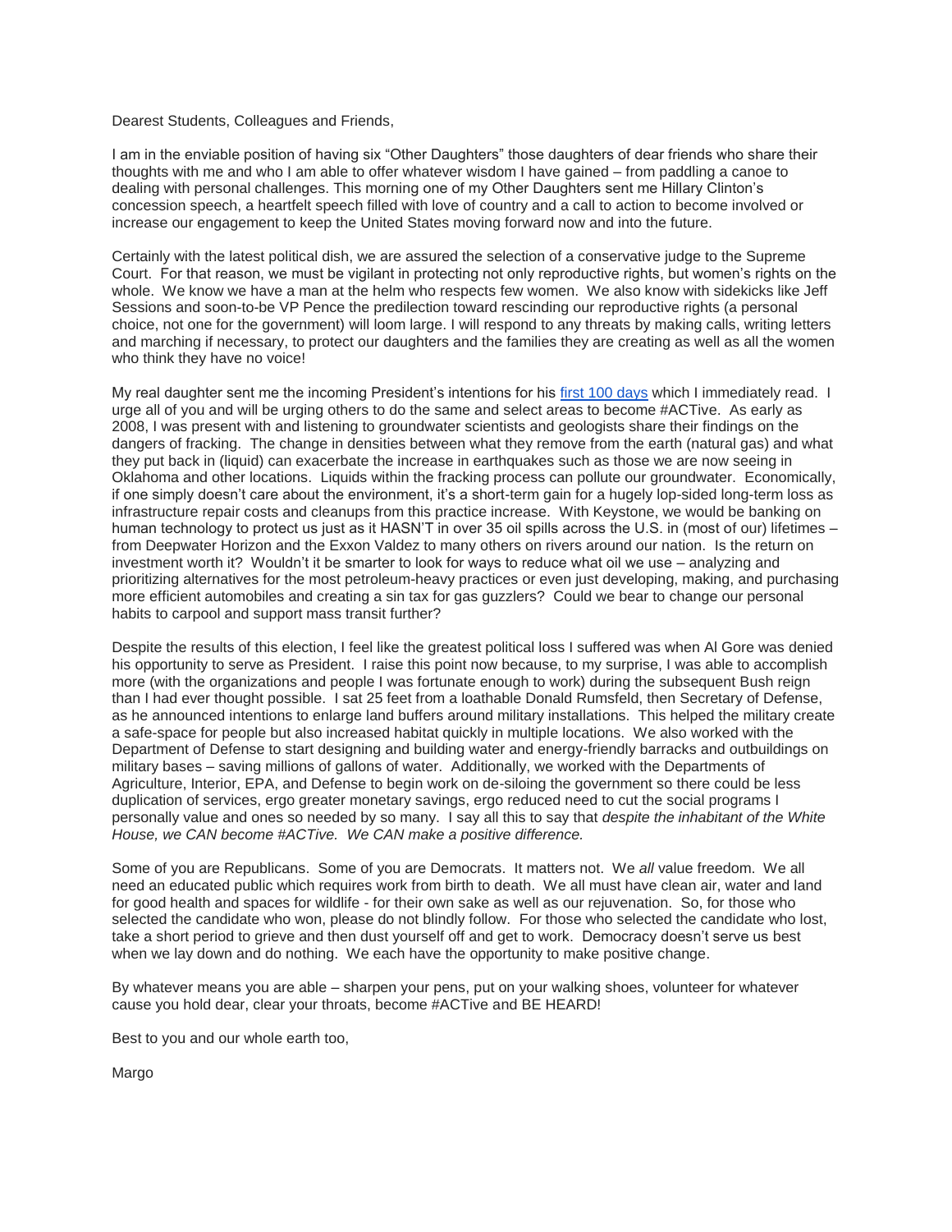Dearest Students, Colleagues and Friends,

I am in the enviable position of having six "Other Daughters" those daughters of dear friends who share their thoughts with me and who I am able to offer whatever wisdom I have gained – from paddling a canoe to dealing with personal challenges. This morning one of my Other Daughters sent me Hillary Clinton's concession speech, a heartfelt speech filled with love of country and a call to action to become involved or increase our engagement to keep the United States moving forward now and into the future.

Certainly with the latest political dish, we are assured the selection of a conservative judge to the Supreme Court. For that reason, we must be vigilant in protecting not only reproductive rights, but women's rights on the whole. We know we have a man at the helm who respects few women. We also know with sidekicks like Jeff Sessions and soon-to-be VP Pence the predilection toward rescinding our reproductive rights (a personal choice, not one for the government) will loom large. I will respond to any threats by making calls, writing letters and marching if necessary, to protect our daughters and the families they are creating as well as all the women who think they have no voice!

My real daughter sent me the incoming President's intentions for his first 100 days which I immediately read. I urge all of you and will be urging others to do the same and select areas to become #ACTive. As early as 2008, I was present with and listening to groundwater scientists and geologists share their findings on the dangers of fracking. The change in densities between what they remove from the earth (natural gas) and what they put back in (liquid) can exacerbate the increase in earthquakes such as those we are now seeing in Oklahoma and other locations. Liquids within the fracking process can pollute our groundwater. Economically, if one simply doesn't care about the environment, it's a short-term gain for a hugely lop-sided long-term loss as infrastructure repair costs and cleanups from this practice increase. With Keystone, we would be banking on human technology to protect us just as it HASN'T in over 35 oil spills across the U.S. in (most of our) lifetimes – from Deepwater Horizon and the Exxon Valdez to many others on rivers around our nation. Is the return on investment worth it? Wouldn't it be smarter to look for ways to reduce what oil we use – analyzing and prioritizing alternatives for the most petroleum-heavy practices or even just developing, making, and purchasing more efficient automobiles and creating a sin tax for gas guzzlers? Could we bear to change our personal habits to carpool and support mass transit further?

Despite the results of this election, I feel like the greatest political loss I suffered was when Al Gore was denied his opportunity to serve as President. I raise this point now because, to my surprise, I was able to accomplish more (with the organizations and people I was fortunate enough to work) during the subsequent Bush reign than I had ever thought possible. I sat 25 feet from a loathable Donald Rumsfeld, then Secretary of Defense, as he announced intentions to enlarge land buffers around military installations. This helped the military create a safe-space for people but also increased habitat quickly in multiple locations. We also worked with the Department of Defense to start designing and building water and energy-friendly barracks and outbuildings on military bases – saving millions of gallons of water. Additionally, we worked with the Departments of Agriculture, Interior, EPA, and Defense to begin work on de-siloing the government so there could be less duplication of services, ergo greater monetary savings, ergo reduced need to cut the social programs I personally value and ones so needed by so many. I say all this to say that *despite the inhabitant of the White House, we CAN become #ACTive. We CAN make a positive difference.*

Some of you are Republicans. Some of you are Democrats. It matters not. We *all* value freedom. We all need an educated public which requires work from birth to death. We all must have clean air, water and land for good health and spaces for wildlife - for their own sake as well as our rejuvenation. So, for those who selected the candidate who won, please do not blindly follow. For those who selected the candidate who lost, take a short period to grieve and then dust yourself off and get to work. Democracy doesn't serve us best when we lay down and do nothing. We each have the opportunity to make positive change.

By whatever means you are able – sharpen your pens, put on your walking shoes, volunteer for whatever cause you hold dear, clear your throats, become #ACTive and BE HEARD!

Best to you and our whole earth too,

Margo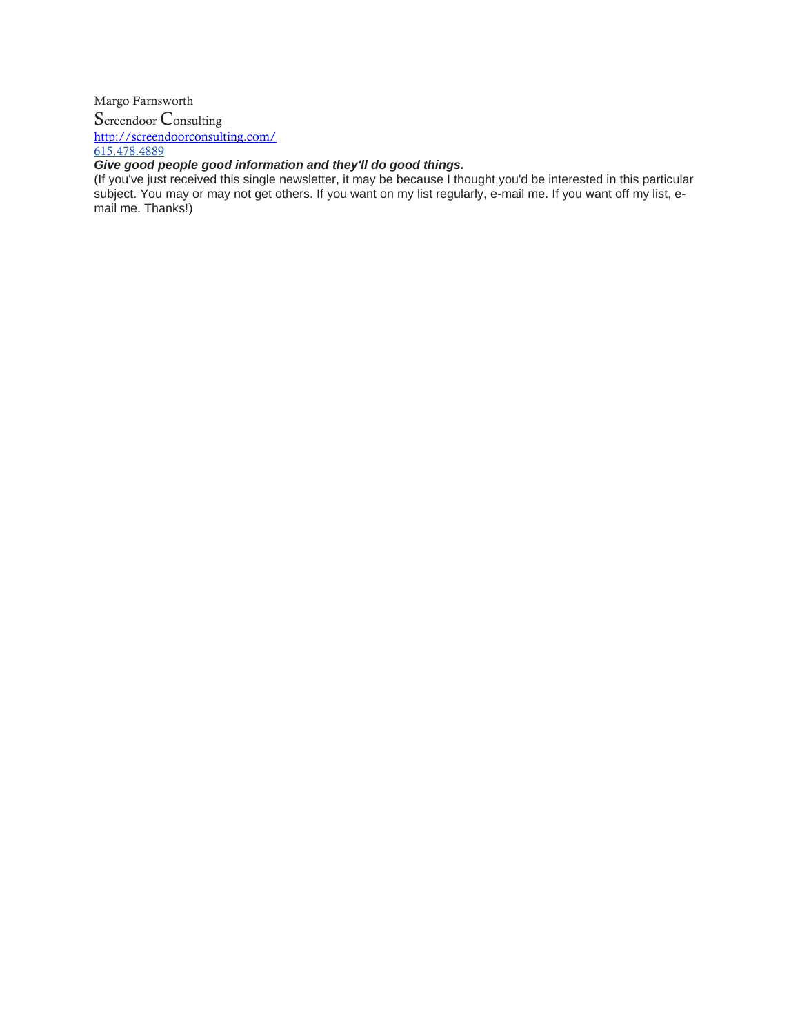Margo Farnsworth

Screendoor Consulting

[http://screendoorconsulting.com/](http://screendoorconsulting.com/)

615.478.4889

***Give good people good information and they'll do good things.***

(If you've just received this single newsletter, it may be because I thought you'd be interested in this particular subject. You may or may not get others. If you want on my list regularly, e-mail me. If you want off my list, e-mail me. Thanks!)